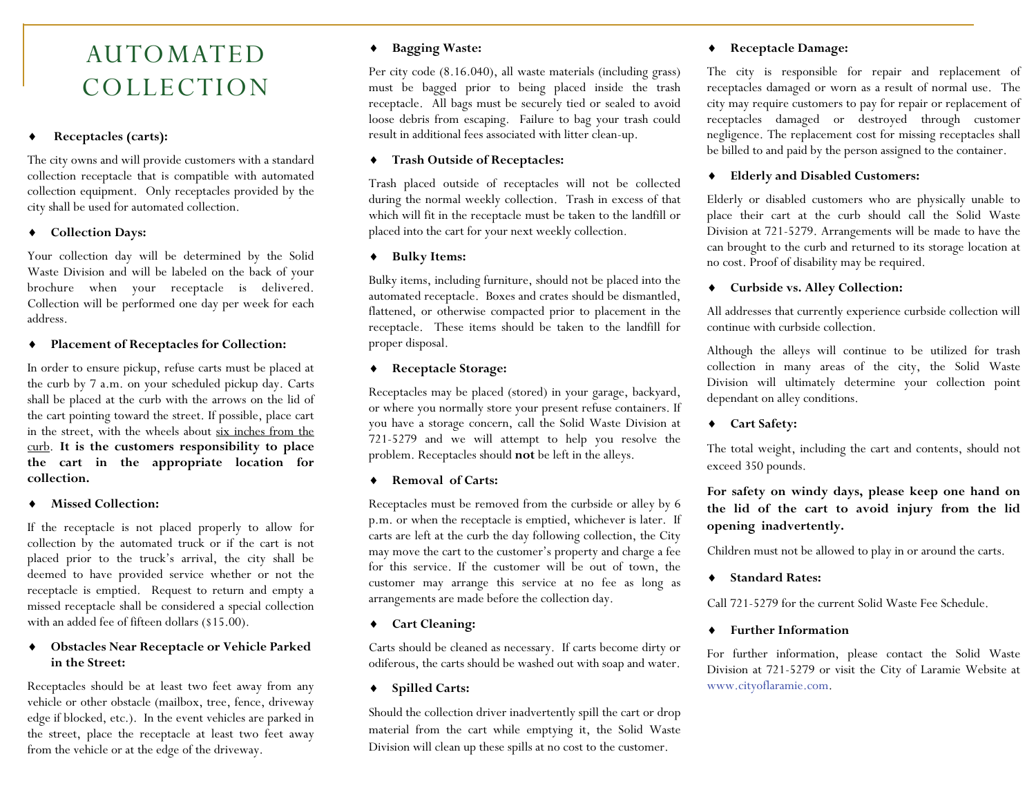# AUTOMATED COLLECTION

### Receptacles (carts):

The city owns and will provide customers with a standard collection receptacle that is compatible with automated collection equipment. Only receptacles provided by the city shall be used for automated collection.

### Collection Days:

Your collection day will be determined by the Solid Waste Division and will be labeled on the back of your brochure when your receptacle is delivered. Collection will be performed one day per week for each address.

### Placement of Receptacles for Collection:

In order to ensure pickup, refuse carts must be placed at the curb by 7 a.m. on your scheduled pickup day. Carts shall be placed at the curb with the arrows on the lid of the cart pointing toward the street. If possible, place cart in the street, with the wheels about <u>six inches from the curb</u>. **It is the customers responsibility to place the cart in the appropriate location for collection.**

### Missed Collection:

If the receptacle is not placed properly to allow for collection by the automated truck or if the cart is not placed prior to the truck's arrival, the city shall be deemed to have provided service whether or not the receptacle is emptied. Request to return and empty a missed receptacle shall be considered a special collection with an added fee of fifteen dollars ($15.00).

### Obstacles Near Receptacle or Vehicle Parked in the Street:

Receptacles should be at least two feet away from any vehicle or other obstacle (mailbox, tree, fence, driveway edge if blocked, etc.). In the event vehicles are parked in the street, place the receptacle at least two feet away from the vehicle or at the edge of the driveway.

### Bagging Waste:

Per city code (8.16.040), all waste materials (including grass) must be bagged prior to being placed inside the trash receptacle. All bags must be securely tied or sealed to avoid loose debris from escaping. Failure to bag your trash could result in additional fees associated with litter clean-up.

### Trash Outside of Receptacles:

Trash placed outside of receptacles will not be collected during the normal weekly collection. Trash in excess of that which will fit in the receptacle must be taken to the landfill or placed into the cart for your next weekly collection.

### Bulky Items:

Bulky items, including furniture, should not be placed into the automated receptacle. Boxes and crates should be dismantled, flattened, or otherwise compacted prior to placement in the receptacle. These items should be taken to the landfill for proper disposal.

### Receptacle Storage:

Receptacles may be placed (stored) in your garage, backyard, or where you normally store your present refuse containers. If you have a storage concern, call the Solid Waste Division at 721-5279 and we will attempt to help you resolve the problem. Receptacles should **not** be left in the alleys.

### Removal of Carts:

Receptacles must be removed from the curbside or alley by 6 p.m. or when the receptacle is emptied, whichever is later. If carts are left at the curb the day following collection, the City may move the cart to the customer's property and charge a fee for this service. If the customer will be out of town, the customer may arrange this service at no fee as long as arrangements are made before the collection day.

### Cart Cleaning:

Carts should be cleaned as necessary. If carts become dirty or odiferous, the carts should be washed out with soap and water.

### Spilled Carts:

Should the collection driver inadvertently spill the cart or drop material from the cart while emptying it, the Solid Waste Division will clean up these spills at no cost to the customer.

### Receptacle Damage:

The city is responsible for repair and replacement of receptacles damaged or worn as a result of normal use. The city may require customers to pay for repair or replacement of receptacles damaged or destroyed through customer negligence. The replacement cost for missing receptacles shall be billed to and paid by the person assigned to the container.

### Elderly and Disabled Customers:

Elderly or disabled customers who are physically unable to place their cart at the curb should call the Solid Waste Division at 721-5279. Arrangements will be made to have the can brought to the curb and returned to its storage location at no cost. Proof of disability may be required.

### Curbside vs. Alley Collection:

All addresses that currently experience curbside collection will continue with curbside collection.

Although the alleys will continue to be utilized for trash collection in many areas of the city, the Solid Waste Division will ultimately determine your collection point dependant on alley conditions.

### Cart Safety:

The total weight, including the cart and contents, should not exceed 350 pounds.

**For safety on windy days, please keep one hand on the lid of the cart to avoid injury from the lid opening inadvertently.**

Children must not be allowed to play in or around the carts.

### Standard Rates:

Call 721-5279 for the current Solid Waste Fee Schedule.

### Further Information

For further information, please contact the Solid Waste Division at 721-5279 or visit the City of Laramie Website at www.cityoflaramie.com.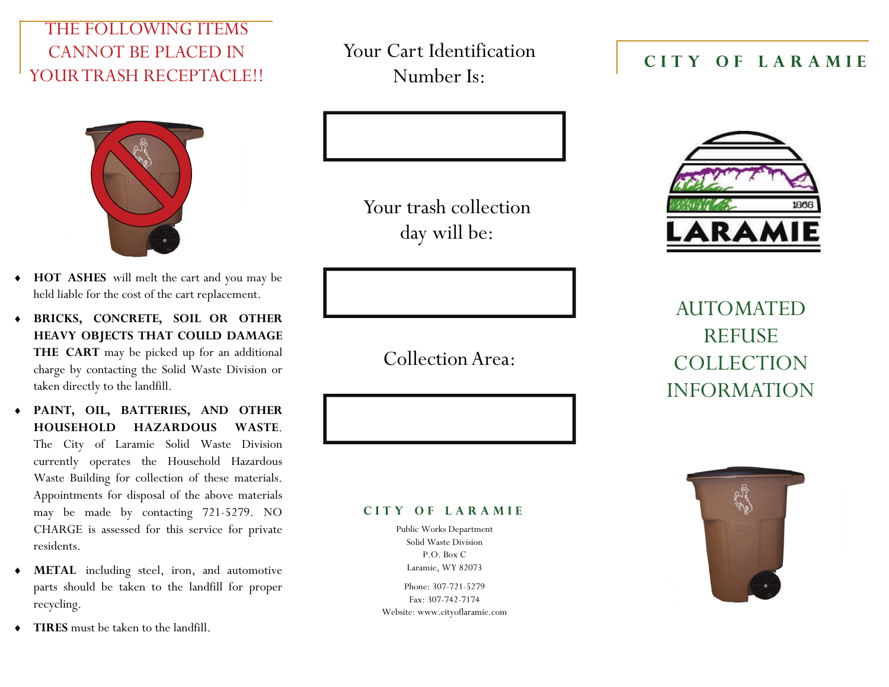## THE FOLLOWING ITEMS CANNOT BE PLACED IN YOUR TRASH RECEPTACLE!!

- **HOT ASHES** will melt the cart and you may be held liable for the cost of the cart replacement.
- **BRICKS, CONCRETE, SOIL OR OTHER HEAVY OBJECTS THAT COULD DAMAGE THE CART** may be picked up for an additional charge by contacting the Solid Waste Division or taken directly to the landfill.
- **PAINT, OIL, BATTERIES, AND OTHER HOUSEHOLD HAZARDOUS WASTE.** The City of Laramie Solid Waste Division currently operates the Household Hazardous Waste Building for collection of these materials. Appointments for disposal of the above materials may be made by contacting 721-5279. NO CHARGE is assessed for this service for private residents.
- **METAL** including steel, iron, and automotive parts should be taken to the landfill for proper recycling.
- **TIRES** must be taken to the landfill.

Your Cart Identification Number Is:

Your trash collection day will be:

Collection Area:

**CITY OF LARAMIE**

Public Works Department
Solid Waste Division
P.O. Box C
Laramie, WY 82073

Phone: 307-721-5279
Fax: 307-742-7174
Website: www.cityoflaramie.com

**CITY OF LARAMIE**

LARAMIE 1868

# AUTOMATED REFUSE COLLECTION INFORMATION